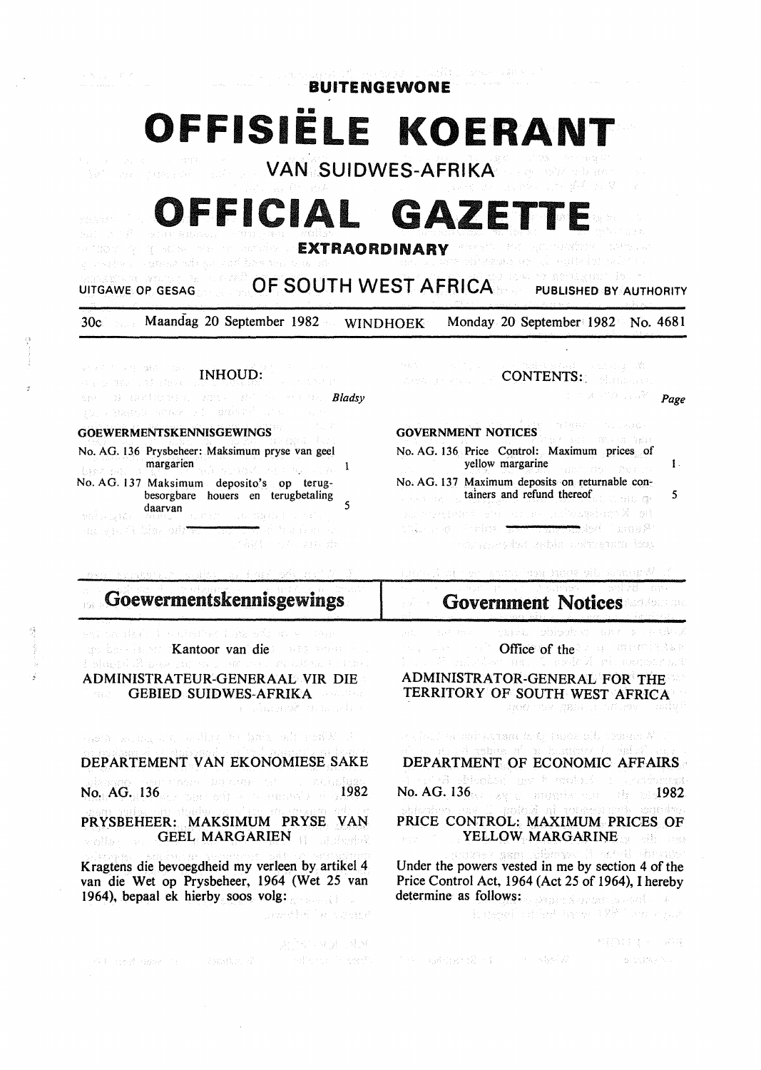**BUITENGEWONE**

# OFFISIËLE KOERANT

**VAN SUIDWES-AFRIKA**

# OFFICIAL GAZETTE

**EXTRAORDINARY**

UITGAWE OP GESAG **OF SOUTH WEST AFRICA** PUBLISHED BY AUTHORITY

30c Maandag 20 September 1982 WINDHOEK Monday 20 September 1982 No. 4681

## INHOUD:

| | Bladsy |
|---|---|
| **GOEWERMENTSKENNISGEWINGS** | |
| No. AG. 136 Prysbeheer: Maksimum pryse van geel margarien | 1 |
| No. AG. 137 Maksimum deposito's op terugbesorgbare houers en terugbetaling daarvan | 5 |

## CONTENTS:

| | Page |
|---|---|
| **GOVERNMENT NOTICES** | |
| No. AG. 136 Price Control: Maximum prices of yellow margarine | 1 |
| No. AG. 137 Maximum deposits on returnable containers and refund thereof | 5 |

## Goewermentskennisgewings

Kantoor van die

ADMINISTRATEUR-GENERAAL VIR DIE GEBIED SUIDWES-AFRIKA

DEPARTEMENT VAN EKONOMIESE SAKE

No. AG. 136 1982

PRYSBEHEER: MAKSIMUM PRYSE VAN GEEL MARGARIEN

Kragtens die bevoegdheid my verleen by artikel 4 van die Wet op Prysbeheer, 1964 (Wet 25 van 1964), bepaal ek hierby soos volg:

## Government Notices

Office of the

ADMINISTRATOR-GENERAL FOR THE TERRITORY OF SOUTH WEST AFRICA

DEPARTMENT OF ECONOMIC AFFAIRS

No. AG. 136 1982

PRICE CONTROL: MAXIMUM PRICES OF YELLOW MARGARINE

Under the powers vested in me by section 4 of the Price Control Act, 1964 (Act 25 of 1964), I hereby determine as follows: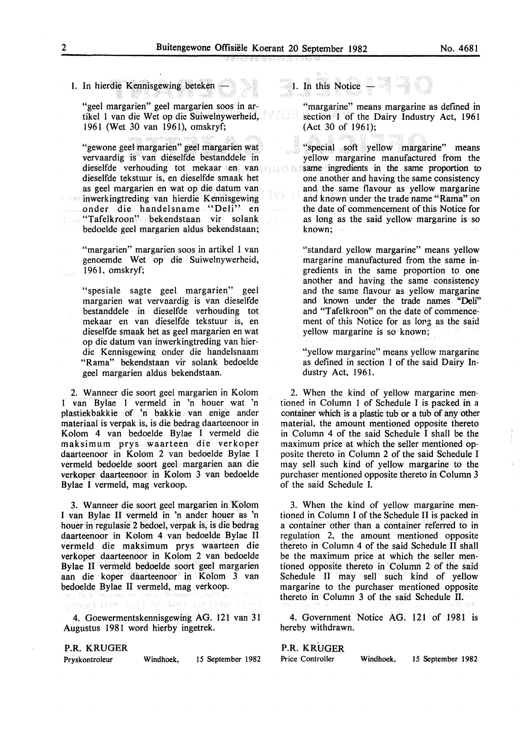1. In hierdie Kennisgewing beteken —

"geel margarien" geel margarien soos in artikel 1 van die Wet op die Suiwelnywerheid, 1961 (Wet 30 van 1961), omskryf;

"gewone geel margarien" geel margarien wat vervaardig is van dieselfde bestanddele in dieselfde verhouding tot mekaar en van dieselfde tekstuur is, en dieselfde smaak het as geel margarien en wat op die datum van inwerkingtreding van hierdie Kennisgewing onder die handelsname "Deli" en "Tafelkroon" bekendstaan vir solank bedoelde geel margarien aldus bekendstaan;

"margarien" margarien soos in artikel 1 van genoemde Wet op die Suiwelnywerheid, 1961, omskryf;

"spesiale sagte geel margarien" geel margarien wat vervaardig is van dieselfde bestanddele in dieselfde verhouding tot mekaar en van dieselfde tekstuur is, en dieselfde smaak het as geel margarien en wat op die datum van inwerkingtreding van hierdie Kennisgewing onder die handelsnaam "Rama" bekendstaan vir solank bedoelde geel margarien aldus bekendstaan.

2. Wanneer die soort geel margarien in Kolom 1 van Bylae 1 vermeld in 'n houer wat 'n plastiekbakkie of 'n bakkie van enige ander materiaal is verpak is, is die bedrag daarteenoor in Kolom 4 van bedoelde Bylae I vermeld die maksimum prys waarteen die verkoper daarteenoor in Kolom 2 van bedoelde Bylae I vermeld bedoelde soort geel margarien aan die verkoper daarteenoor in Kolom 3 van bedoelde Bylae I vermeld, mag verkoop.

3. Wanneer die soort geel margarien in Kolom I van Bylae II vermeld in 'n ander houer as 'n houer in regulasie 2 bedoel, verpak is, is die bedrag daarteenoor in Kolom 4 van bedoelde Bylae II vermeld die maksimum prys waarteen die verkoper daarteenoor in Kolom 2 van bedoelde Bylae II vermeld bedoelde soort geel margarien aan die koper daarteenoor in Kolom 3 van bedoelde Bylae II vermeld, mag verkoop.

4. Goewermentskennisgewing AG. 121 van 31 Augustus 1981 word hierby ingetrek.

P.R. KRUGER
Pryskontroleur Windhoek, 15 September 1982

1. In this Notice —

"margarine" means margarine as defined in section 1 of the Dairy Industry Act, 1961 (Act 30 of 1961);

"special soft yellow margarine" means yellow margarine manufactured from the same ingredients in the same proportion to one another and having the same consistency and the same flavour as yellow margarine and known under the trade name "Rama" on the date of commencement of this Notice for as long as the said yellow margarine is so known;

"standard yellow margarine" means yellow margarine manufactured from the same ingredients in the same proportion to one another and having the same consistency and the same flavour as yellow margarine and known under the trade names "Deli" and "Tafelkroon" on the date of commencement of this Notice for as long as the said yellow margarine is so known;

"yellow margarine" means yellow margarine as defined in section 1 of the said Dairy Industry Act, 1961.

2. When the kind of yellow margarine mentioned in Column 1 of Schedule I is packed in a container which is a plastic tub or a tub of any other material, the amount mentioned opposite thereto in Column 4 of the said Schedule I shall be the maximum price at which the seller mentioned opposite thereto in Column 2 of the said Schedule I may sell such kind of yellow margarine to the purchaser mentioned opposite thereto in Column 3 of the said Schedule I.

3. When the kind of yellow margarine mentioned in Column I of the Schedule II is packed in a container other than a container referred to in regulation 2, the amount mentioned opposite thereto in Column 4 of the said Schedule II shall be the maximum price at which the seller mentioned opposite thereto in Column 2 of the said Schedule II may sell such kind of yellow margarine to the purchaser mentioned opposite thereto in Column 3 of the said Schedule II.

4. Government Notice AG. 121 of 1981 is hereby withdrawn.

P.R. KRUGER
Price Controller Windhoek, 15 September 1982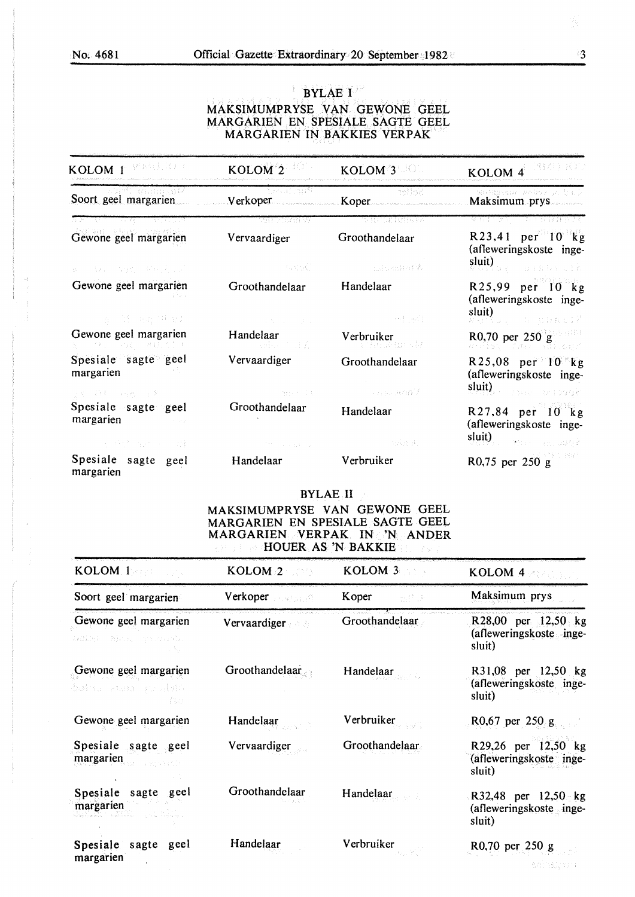## BYLAE I

### MAKSIMUMPRYSE VAN GEWONE GEEL MARGARIEN EN SPESIALE SAGTE GEEL MARGARIEN IN BAKKIES VERPAK

| KOLOM 1 | KOLOM 2 | KOLOM 3 | KOLOM 4 |
|---|---|---|---|
| Soort geel margarien | Verkoper | Koper | Maksimum prys |
| Gewone geel margarien | Vervaardiger | Groothandelaar | R23,41 per 10 kg (afleweringskoste ingesluit) |
| Gewone geel margarien | Groothandelaar | Handelaar | R25,99 per 10 kg (afleweringskoste ingesluit) |
| Gewone geel margarien | Handelaar | Verbruiker | R0,70 per 250 g |
| Spesiale sagte geel margarien | Vervaardiger | Groothandelaar | R25,08 per 10 kg (afleweringskoste ingesluit) |
| Spesiale sagte geel margarien | Groothandelaar | Handelaar | R27,84 per 10 kg (afleweringskoste ingesluit) |
| Spesiale sagte geel margarien | Handelaar | Verbruiker | R0,75 per 250 g |

## BYLAE II

### MAKSIMUMPRYSE VAN GEWONE GEEL MARGARIEN EN SPESIALE SAGTE GEEL MARGARIEN VERPAK IN 'N ANDER HOUER AS 'N BAKKIE

| KOLOM 1 | KOLOM 2 | KOLOM 3 | KOLOM 4 |
|---|---|---|---|
| Soort geel margarien | Verkoper | Koper | Maksimum prys |
| Gewone geel margarien | Vervaardiger | Groothandelaar | R28,00 per 12,50 kg (afleweringskoste ingesluit) |
| Gewone geel margarien | Groothandelaar | Handelaar | R31,08 per 12,50 kg (afleweringskoste ingesluit) |
| Gewone geel margarien | Handelaar | Verbruiker | R0,67 per 250 g |
| Spesiale sagte geel margarien | Vervaardiger | Groothandelaar | R29,26 per 12,50 kg (afleweringskoste ingesluit) |
| Spesiale sagte geel margarien | Groothandelaar | Handelaar | R32,48 per 12,50 kg (afleweringskoste ingesluit) |
| Spesiale sagte geel margarien | Handelaar | Verbruiker | R0,70 per 250 g |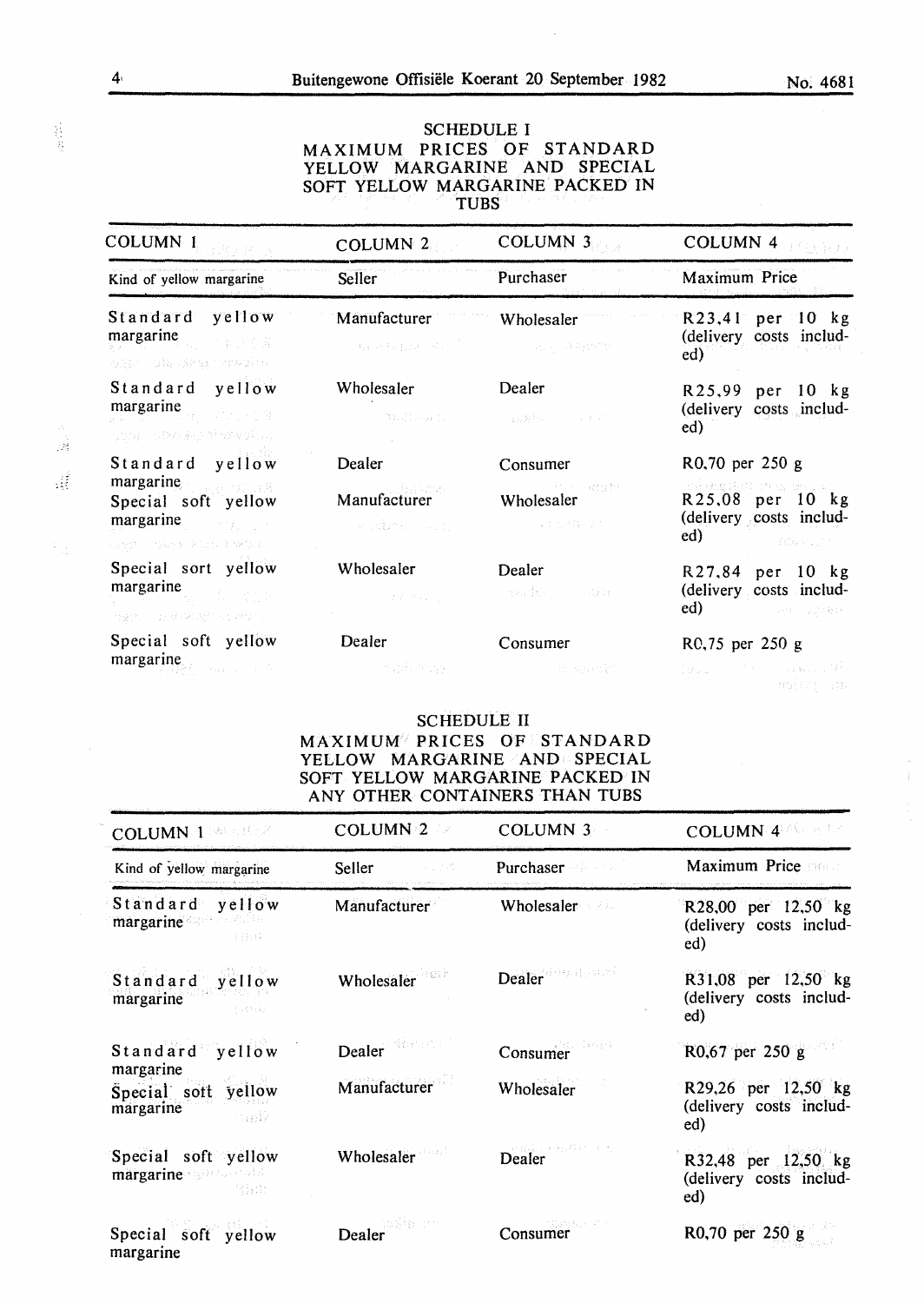## SCHEDULE I

## MAXIMUM PRICES OF STANDARD YELLOW MARGARINE AND SPECIAL SOFT YELLOW MARGARINE PACKED IN TUBS

| COLUMN 1 | COLUMN 2 | COLUMN 3 | COLUMN 4 |
|---|---|---|---|
| Kind of yellow margarine | Seller | Purchaser | Maximum Price |
| Standard yellow margarine | Manufacturer | Wholesaler | R23,41 per 10 kg (delivery costs included) |
| Standard yellow margarine | Wholesaler | Dealer | R25,99 per 10 kg (delivery costs included) |
| Standard yellow margarine | Dealer | Consumer | R0,70 per 250 g |
| Special soft yellow margarine | Manufacturer | Wholesaler | R25,08 per 10 kg (delivery costs included) |
| Special sort yellow margarine | Wholesaler | Dealer | R27,84 per 10 kg (delivery costs included) |
| Special soft yellow margarine | Dealer | Consumer | R0,75 per 250 g |

## SCHEDULE II

## MAXIMUM PRICES OF STANDARD YELLOW MARGARINE AND SPECIAL SOFT YELLOW MARGARINE PACKED IN ANY OTHER CONTAINERS THAN TUBS

| COLUMN 1 | COLUMN 2 | COLUMN 3 | COLUMN 4 |
|---|---|---|---|
| Kind of yellow margarine | Seller | Purchaser | Maximum Price |
| Standard yellow margarine | Manufacturer | Wholesaler | R28,00 per 12,50 kg (delivery costs included) |
| Standard yellow margarine | Wholesaler | Dealer | R31,08 per 12,50 kg (delivery costs included) |
| Standard yellow margarine | Dealer | Consumer | R0,67 per 250 g |
| Special soft yellow margarine | Manufacturer | Wholesaler | R29,26 per 12,50 kg (delivery costs included) |
| Special soft yellow margarine | Wholesaler | Dealer | R32,48 per 12,50 kg (delivery costs included) |
| Special soft yellow margarine | Dealer | Consumer | R0,70 per 250 g |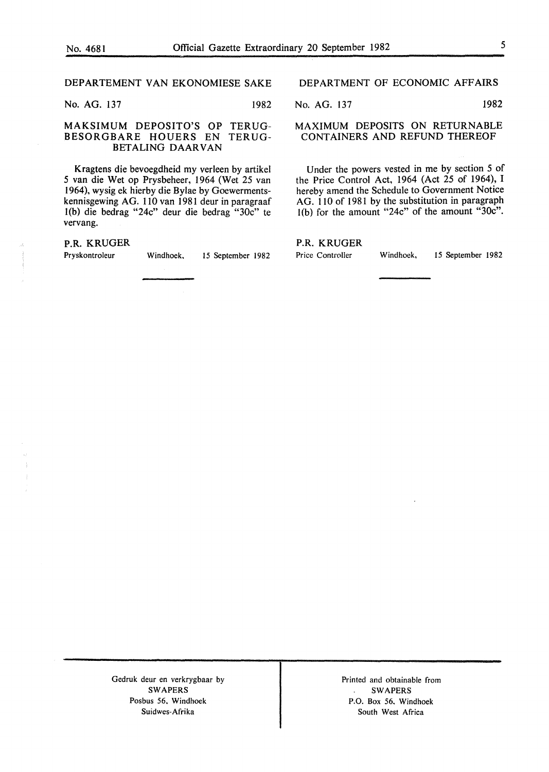## DEPARTEMENT VAN EKONOMIESE SAKE

No. AG. 137 1982

### MAKSIMUM DEPOSITO'S OP TERUGBESORGBARE HOUERS EN TERUGBETALING DAARVAN

Kragtens die bevoegdheid my verleen by artikel 5 van die Wet op Prysbeheer, 1964 (Wet 25 van 1964), wysig ek hierby die Bylae by Goewermentskennisgewing AG. 110 van 1981 deur in paragraaf 1(b) die bedrag "24c" deur die bedrag "30c" te vervang.

**P.R. KRUGER**

Pryskontroleur Windhoek, 15 September 1982

## DEPARTMENT OF ECONOMIC AFFAIRS

No. AG. 137 1982

### MAXIMUM DEPOSITS ON RETURNABLE CONTAINERS AND REFUND THEREOF

Under the powers vested in me by section 5 of the Price Control Act, 1964 (Act 25 of 1964), I hereby amend the Schedule to Government Notice AG. 110 of 1981 by the substitution in paragraph 1(b) for the amount "24c" of the amount "30c".

**P.R. KRUGER**

Price Controller Windhoek, 15 September 1982

---

Gedruk deur en verkrygbaar by
SWAPERS
Posbus 56, Windhoek
Suidwes-Afrika

Printed and obtainable from
SWAPERS
P.O. Box 56, Windhoek
South West Africa